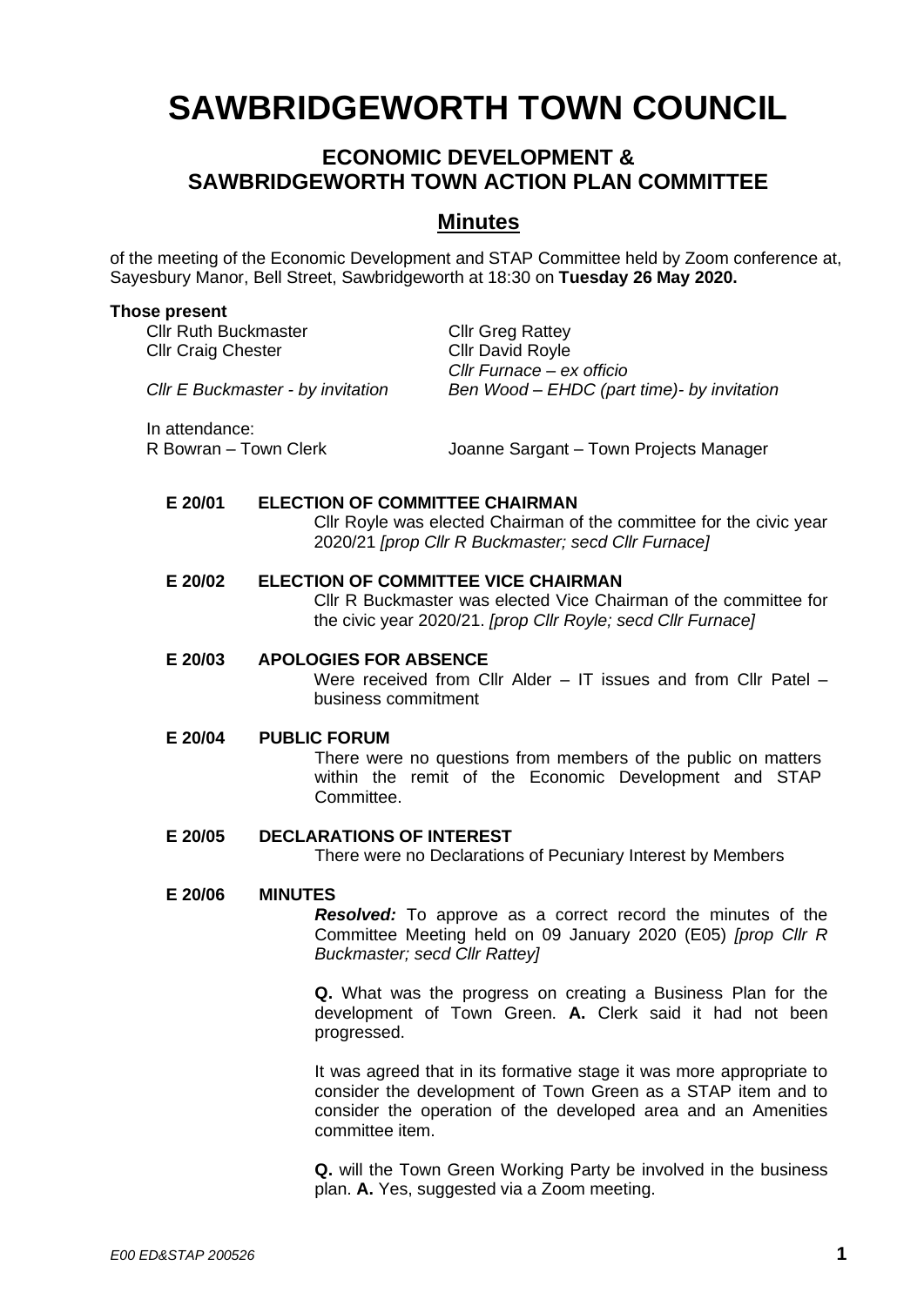# SAWBRIDGEWORTH TOWN COUNCIL

## ECONOMIC DEVELOPMENT & SAWBRIDGEWORTH TOWN ACTION PLAN COMMITTEE

## Minutes

of the meeting of the Economic Development and STAP Committee held by Zoom conference at, Sayesbury Manor, Bell Street, Sawbridgeworth at 18:30 on **Tuesday 26 May 2020.**

**Those present**

Cllr Ruth Buckmaster
Cllr Craig Chester
Cllr Greg Rattey
Cllr David Royle
*Cllr Furnace – ex officio*
*Cllr E Buckmaster - by invitation*
*Ben Wood – EHDC (part time)- by invitation*

In attendance:
R Bowran – Town Clerk
Joanne Sargant – Town Projects Manager

**E 20/01 ELECTION OF COMMITTEE CHAIRMAN**

Cllr Royle was elected Chairman of the committee for the civic year 2020/21 *[prop Cllr R Buckmaster; secd Cllr Furnace]*

**E 20/02 ELECTION OF COMMITTEE VICE CHAIRMAN**

Cllr R Buckmaster was elected Vice Chairman of the committee for the civic year 2020/21. *[prop Cllr Royle; secd Cllr Furnace]*

**E 20/03 APOLOGIES FOR ABSENCE**

Were received from Cllr Alder – IT issues and from Cllr Patel – business commitment

**E 20/04 PUBLIC FORUM**

There were no questions from members of the public on matters within the remit of the Economic Development and STAP Committee.

**E 20/05 DECLARATIONS OF INTEREST**

There were no Declarations of Pecuniary Interest by Members

**E 20/06 MINUTES**

***Resolved:*** To approve as a correct record the minutes of the Committee Meeting held on 09 January 2020 (E05) *[prop Cllr R Buckmaster; secd Cllr Rattey]*

**Q.** What was the progress on creating a Business Plan for the development of Town Green. **A.** Clerk said it had not been progressed.

It was agreed that in its formative stage it was more appropriate to consider the development of Town Green as a STAP item and to consider the operation of the developed area and an Amenities committee item.

**Q.** will the Town Green Working Party be involved in the business plan. **A.** Yes, suggested via a Zoom meeting.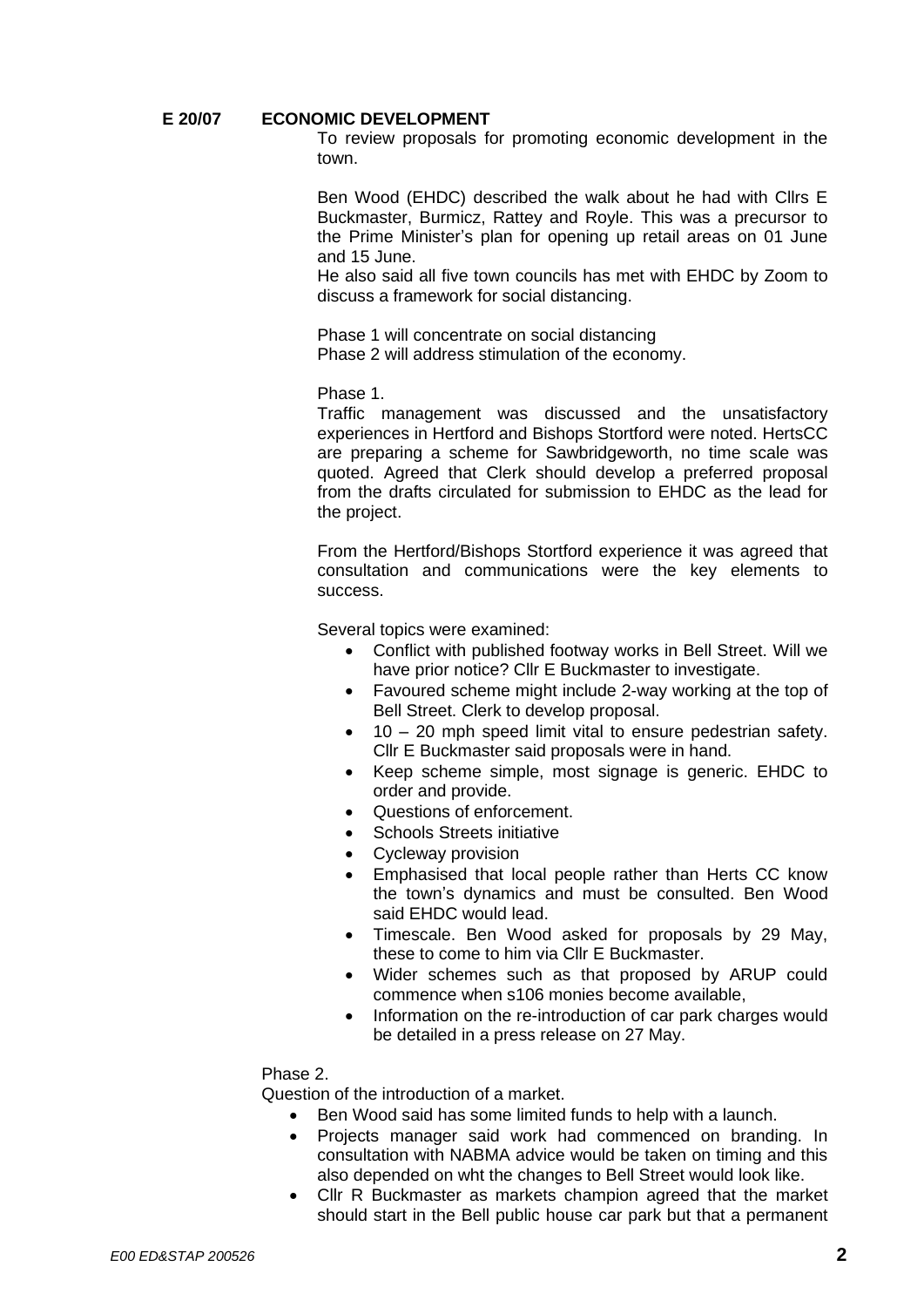**E 20/07 ECONOMIC DEVELOPMENT**

To review proposals for promoting economic development in the town.

Ben Wood (EHDC) described the walk about he had with Cllrs E Buckmaster, Burmicz, Rattey and Royle. This was a precursor to the Prime Minister's plan for opening up retail areas on 01 June and 15 June.
He also said all five town councils has met with EHDC by Zoom to discuss a framework for social distancing.

Phase 1 will concentrate on social distancing
Phase 2 will address stimulation of the economy.

Phase 1.
Traffic management was discussed and the unsatisfactory experiences in Hertford and Bishops Stortford were noted. HertsCC are preparing a scheme for Sawbridgeworth, no time scale was quoted. Agreed that Clerk should develop a preferred proposal from the drafts circulated for submission to EHDC as the lead for the project.

From the Hertford/Bishops Stortford experience it was agreed that consultation and communications were the key elements to success.

Several topics were examined:

- Conflict with published footway works in Bell Street. Will we have prior notice? Cllr E Buckmaster to investigate.
- Favoured scheme might include 2-way working at the top of Bell Street. Clerk to develop proposal.
- 10 – 20 mph speed limit vital to ensure pedestrian safety. Cllr E Buckmaster said proposals were in hand.
- Keep scheme simple, most signage is generic. EHDC to order and provide.
- Questions of enforcement.
- Schools Streets initiative
- Cycleway provision
- Emphasised that local people rather than Herts CC know the town's dynamics and must be consulted. Ben Wood said EHDC would lead.
- Timescale. Ben Wood asked for proposals by 29 May, these to come to him via Cllr E Buckmaster.
- Wider schemes such as that proposed by ARUP could commence when s106 monies become available,
- Information on the re-introduction of car park charges would be detailed in a press release on 27 May.

Phase 2.
Question of the introduction of a market.

- Ben Wood said has some limited funds to help with a launch.
- Projects manager said work had commenced on branding. In consultation with NABMA advice would be taken on timing and this also depended on wht the changes to Bell Street would look like.
- Cllr R Buckmaster as markets champion agreed that the market should start in the Bell public house car park but that a permanent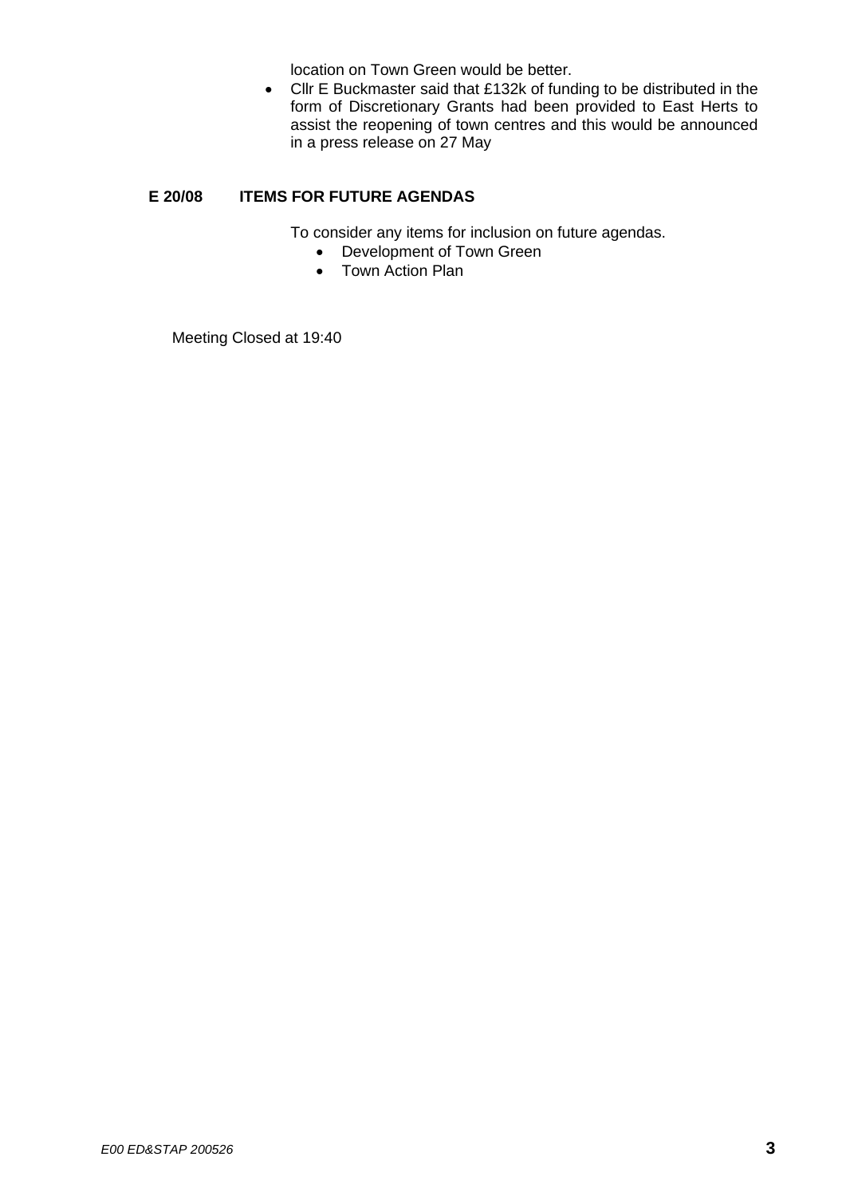location on Town Green would be better.

- Cllr E Buckmaster said that £132k of funding to be distributed in the form of Discretionary Grants had been provided to East Herts to assist the reopening of town centres and this would be announced in a press release on 27 May

**E 20/08 ITEMS FOR FUTURE AGENDAS**

To consider any items for inclusion on future agendas.

- Development of Town Green
- Town Action Plan

Meeting Closed at 19:40